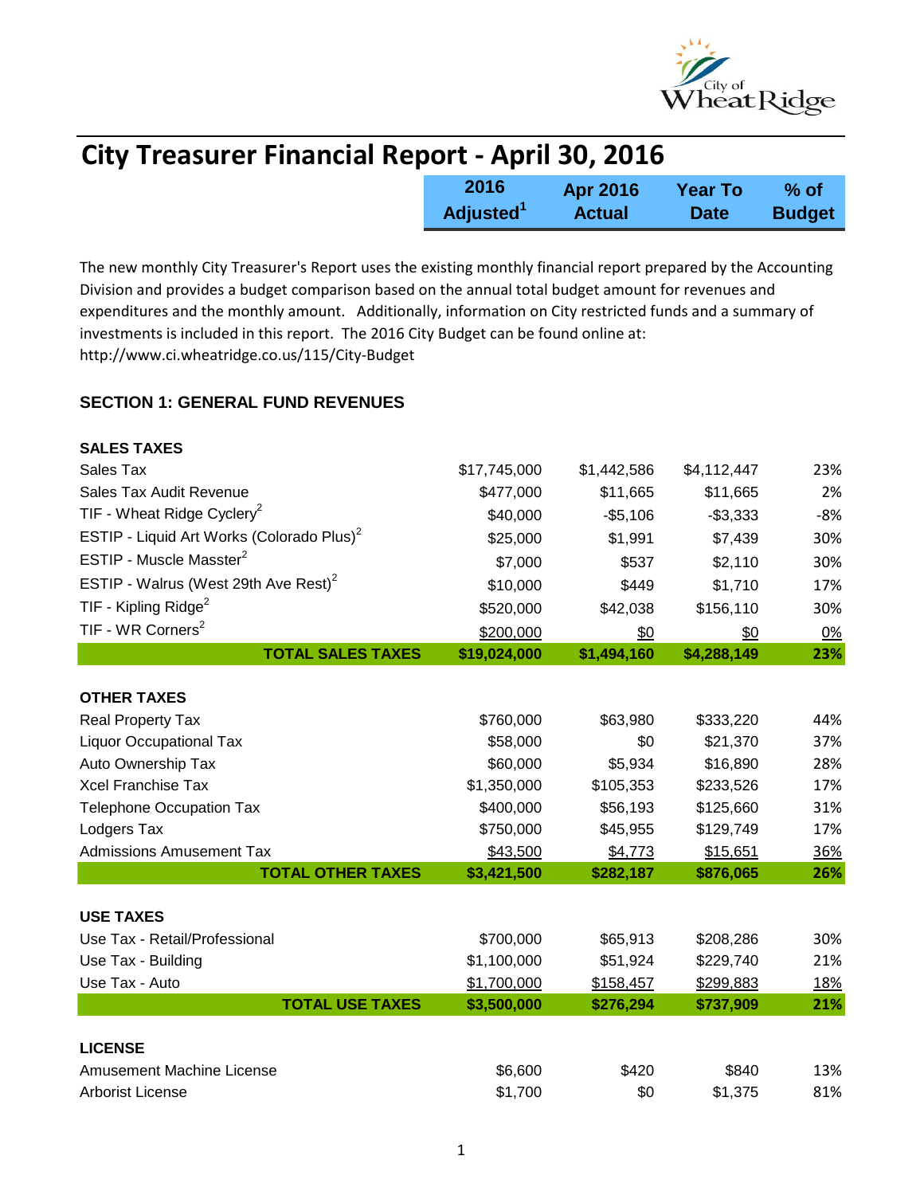# City Treasurer Financial Report - April 30, 2016

The new monthly City Treasurer's Report uses the existing monthly financial report prepared by the Accounting Division and provides a budget comparison based on the annual total budget amount for revenues and expenditures and the monthly amount. Additionally, information on City restricted funds and a summary of investments is included in this report. The 2016 City Budget can be found online at: http://www.ci.wheatridge.co.us/115/City-Budget

## SECTION 1: GENERAL FUND REVENUES

| | 2016 Adjusted[1] | Apr 2016 Actual | Year To Date | % of Budget |
|---|---|---|---|---|
| **SALES TAXES** | | | | |
| Sales Tax | $17,745,000 | $1,442,586 | $4,112,447 | 23% |
| Sales Tax Audit Revenue | $477,000 | $11,665 | $11,665 | 2% |
| TIF - Wheat Ridge Cyclery[2] | $40,000 | -$5,106 | -$3,333 | -8% |
| ESTIP - Liquid Art Works (Colorado Plus)[2] | $25,000 | $1,991 | $7,439 | 30% |
| ESTIP - Muscle Masster[2] | $7,000 | $537 | $2,110 | 30% |
| ESTIP - Walrus (West 29th Ave Rest)[2] | $10,000 | $449 | $1,710 | 17% |
| TIF - Kipling Ridge[2] | $520,000 | $42,038 | $156,110 | 30% |
| TIF - WR Corners[2] | $200,000 | $0 | $0 | 0% |
| **TOTAL SALES TAXES** | **$19,024,000** | **$1,494,160** | **$4,288,149** | **23%** |
| **OTHER TAXES** | | | | |
| Real Property Tax | $760,000 | $63,980 | $333,220 | 44% |
| Liquor Occupational Tax | $58,000 | $0 | $21,370 | 37% |
| Auto Ownership Tax | $60,000 | $5,934 | $16,890 | 28% |
| Xcel Franchise Tax | $1,350,000 | $105,353 | $233,526 | 17% |
| Telephone Occupation Tax | $400,000 | $56,193 | $125,660 | 31% |
| Lodgers Tax | $750,000 | $45,955 | $129,749 | 17% |
| Admissions Amusement Tax | $43,500 | $4,773 | $15,651 | 36% |
| **TOTAL OTHER TAXES** | **$3,421,500** | **$282,187** | **$876,065** | **26%** |
| **USE TAXES** | | | | |
| Use Tax - Retail/Professional | $700,000 | $65,913 | $208,286 | 30% |
| Use Tax - Building | $1,100,000 | $51,924 | $229,740 | 21% |
| Use Tax - Auto | $1,700,000 | $158,457 | $299,883 | 18% |
| **TOTAL USE TAXES** | **$3,500,000** | **$276,294** | **$737,909** | **21%** |
| **LICENSE** | | | | |
| Amusement Machine License | $6,600 | $420 | $840 | 13% |
| Arborist License | $1,700 | $0 | $1,375 | 81% |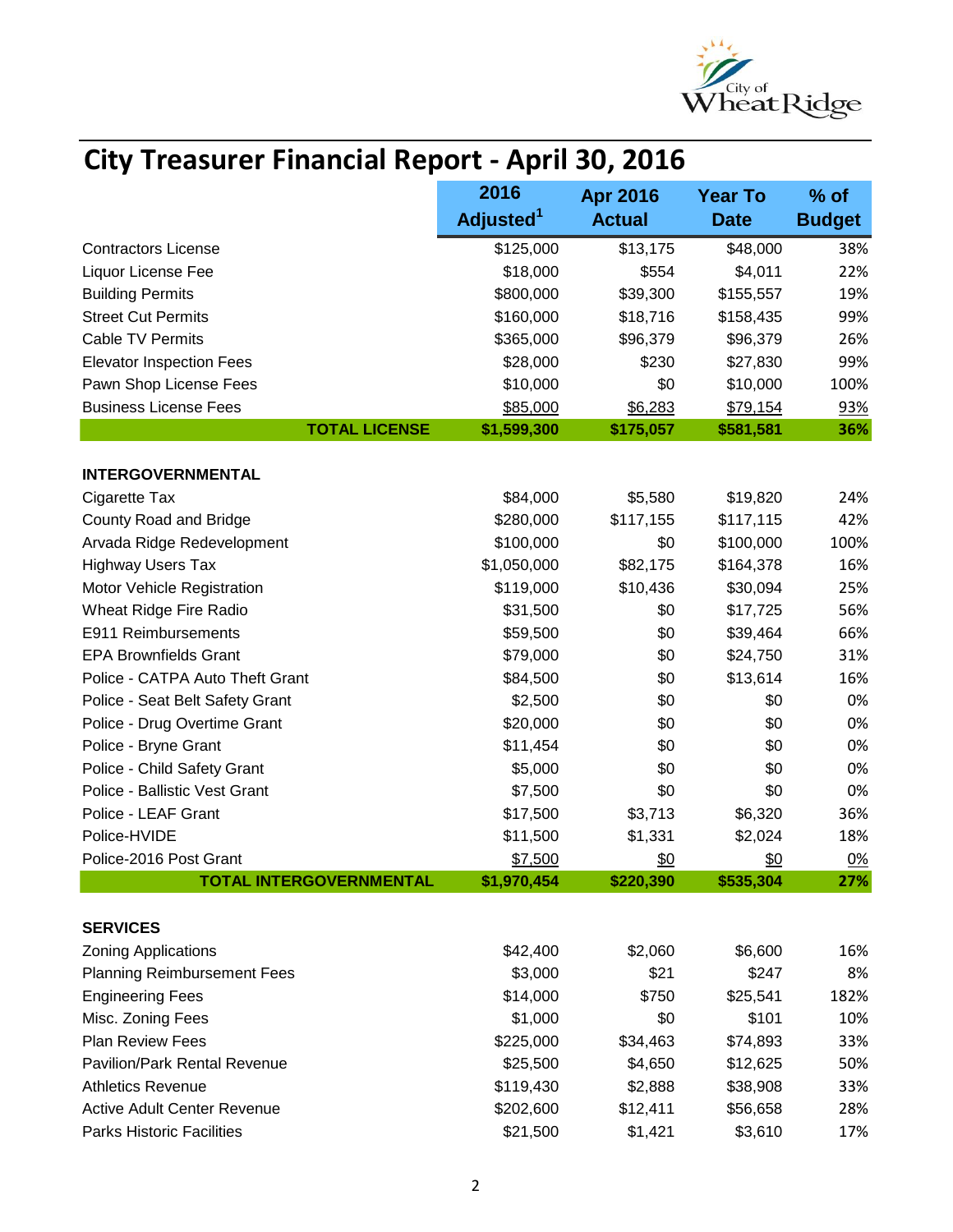# City Treasurer Financial Report - April 30, 2016

| | 2016 Adjusted[1] | Apr 2016 Actual | Year To Date | % of Budget |
|---|---|---|---|---|
| Contractors License | $125,000 | $13,175 | $48,000 | 38% |
| Liquor License Fee | $18,000 | $554 | $4,011 | 22% |
| Building Permits | $800,000 | $39,300 | $155,557 | 19% |
| Street Cut Permits | $160,000 | $18,716 | $158,435 | 99% |
| Cable TV Permits | $365,000 | $96,379 | $96,379 | 26% |
| Elevator Inspection Fees | $28,000 | $230 | $27,830 | 99% |
| Pawn Shop License Fees | $10,000 | $0 | $10,000 | 100% |
| Business License Fees | $85,000 | $6,283 | $79,154 | 93% |
| **TOTAL LICENSE** | **$1,599,300** | **$175,057** | **$581,581** | **36%** |
| | | | | |
| **INTERGOVERNMENTAL** | | | | |
| Cigarette Tax | $84,000 | $5,580 | $19,820 | 24% |
| County Road and Bridge | $280,000 | $117,155 | $117,115 | 42% |
| Arvada Ridge Redevelopment | $100,000 | $0 | $100,000 | 100% |
| Highway Users Tax | $1,050,000 | $82,175 | $164,378 | 16% |
| Motor Vehicle Registration | $119,000 | $10,436 | $30,094 | 25% |
| Wheat Ridge Fire Radio | $31,500 | $0 | $17,725 | 56% |
| E911 Reimbursements | $59,500 | $0 | $39,464 | 66% |
| EPA Brownfields Grant | $79,000 | $0 | $24,750 | 31% |
| Police - CATPA Auto Theft Grant | $84,500 | $0 | $13,614 | 16% |
| Police - Seat Belt Safety Grant | $2,500 | $0 | $0 | 0% |
| Police - Drug Overtime Grant | $20,000 | $0 | $0 | 0% |
| Police - Bryne Grant | $11,454 | $0 | $0 | 0% |
| Police - Child Safety Grant | $5,000 | $0 | $0 | 0% |
| Police - Ballistic Vest Grant | $7,500 | $0 | $0 | 0% |
| Police - LEAF Grant | $17,500 | $3,713 | $6,320 | 36% |
| Police-HVIDE | $11,500 | $1,331 | $2,024 | 18% |
| Police-2016 Post Grant | $7,500 | $0 | $0 | 0% |
| **TOTAL INTERGOVERNMENTAL** | **$1,970,454** | **$220,390** | **$535,304** | **27%** |
| | | | | |
| **SERVICES** | | | | |
| Zoning Applications | $42,400 | $2,060 | $6,600 | 16% |
| Planning Reimbursement Fees | $3,000 | $21 | $247 | 8% |
| Engineering Fees | $14,000 | $750 | $25,541 | 182% |
| Misc. Zoning Fees | $1,000 | $0 | $101 | 10% |
| Plan Review Fees | $225,000 | $34,463 | $74,893 | 33% |
| Pavilion/Park Rental Revenue | $25,500 | $4,650 | $12,625 | 50% |
| Athletics Revenue | $119,430 | $2,888 | $38,908 | 33% |
| Active Adult Center Revenue | $202,600 | $12,411 | $56,658 | 28% |
| Parks Historic Facilities | $21,500 | $1,421 | $3,610 | 17% |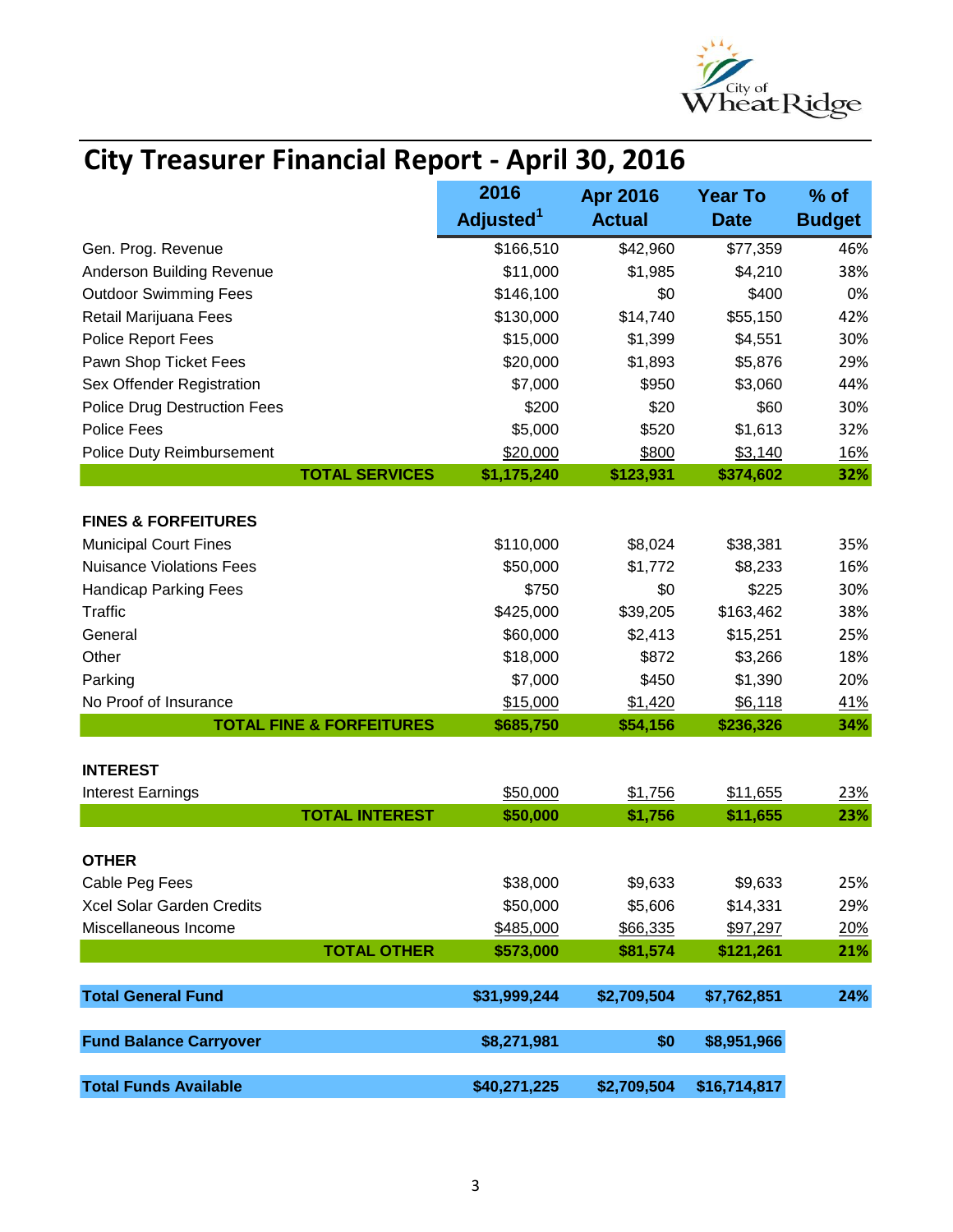# City Treasurer Financial Report - April 30, 2016

| | 2016 Adjusted[1] | Apr 2016 Actual | Year To Date | % of Budget |
|---|---|---|---|---|
| Gen. Prog. Revenue | $166,510 | $42,960 | $77,359 | 46% |
| Anderson Building Revenue | $11,000 | $1,985 | $4,210 | 38% |
| Outdoor Swimming Fees | $146,100 | $0 | $400 | 0% |
| Retail Marijuana Fees | $130,000 | $14,740 | $55,150 | 42% |
| Police Report Fees | $15,000 | $1,399 | $4,551 | 30% |
| Pawn Shop Ticket Fees | $20,000 | $1,893 | $5,876 | 29% |
| Sex Offender Registration | $7,000 | $950 | $3,060 | 44% |
| Police Drug Destruction Fees | $200 | $20 | $60 | 30% |
| Police Fees | $5,000 | $520 | $1,613 | 32% |
| Police Duty Reimbursement | $20,000 | $800 | $3,140 | 16% |
| **TOTAL SERVICES** | **$1,175,240** | **$123,931** | **$374,602** | **32%** |
| | | | | |
| **FINES & FORFEITURES** | | | | |
| Municipal Court Fines | $110,000 | $8,024 | $38,381 | 35% |
| Nuisance Violations Fees | $50,000 | $1,772 | $8,233 | 16% |
| Handicap Parking Fees | $750 | $0 | $225 | 30% |
| Traffic | $425,000 | $39,205 | $163,462 | 38% |
| General | $60,000 | $2,413 | $15,251 | 25% |
| Other | $18,000 | $872 | $3,266 | 18% |
| Parking | $7,000 | $450 | $1,390 | 20% |
| No Proof of Insurance | $15,000 | $1,420 | $6,118 | 41% |
| **TOTAL FINE & FORFEITURES** | **$685,750** | **$54,156** | **$236,326** | **34%** |
| | | | | |
| **INTEREST** | | | | |
| Interest Earnings | $50,000 | $1,756 | $11,655 | 23% |
| **TOTAL INTEREST** | **$50,000** | **$1,756** | **$11,655** | **23%** |
| | | | | |
| **OTHER** | | | | |
| Cable Peg Fees | $38,000 | $9,633 | $9,633 | 25% |
| Xcel Solar Garden Credits | $50,000 | $5,606 | $14,331 | 29% |
| Miscellaneous Income | $485,000 | $66,335 | $97,297 | 20% |
| **TOTAL OTHER** | **$573,000** | **$81,574** | **$121,261** | **21%** |
| | | | | |
| **Total General Fund** | **$31,999,244** | **$2,709,504** | **$7,762,851** | **24%** |
| | | | | |
| **Fund Balance Carryover** | **$8,271,981** | **$0** | **$8,951,966** | |
| | | | | |
| **Total Funds Available** | **$40,271,225** | **$2,709,504** | **$16,714,817** | |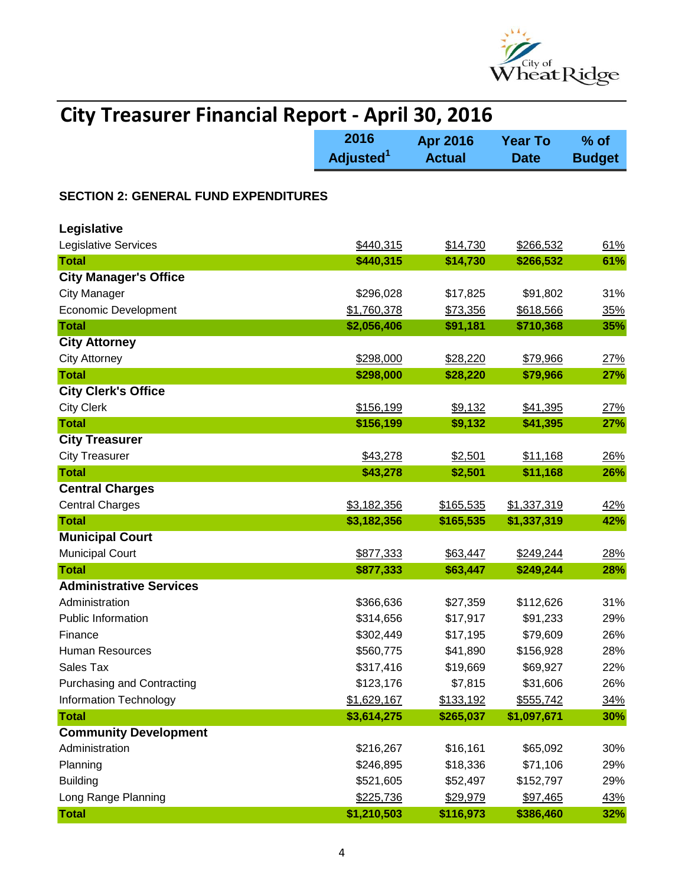# City Treasurer Financial Report - April 30, 2016

## SECTION 2: GENERAL FUND EXPENDITURES

| | 2016 Adjusted[1] | Apr 2016 Actual | Year To Date | % of Budget |
|---|---|---|---|---|
| **Legislative** | | | | |
| Legislative Services | $440,315 | $14,730 | $266,532 | 61% |
| **Total** | **$440,315** | **$14,730** | **$266,532** | **61%** |
| **City Manager's Office** | | | | |
| City Manager | $296,028 | $17,825 | $91,802 | 31% |
| Economic Development | $1,760,378 | $73,356 | $618,566 | 35% |
| **Total** | **$2,056,406** | **$91,181** | **$710,368** | **35%** |
| **City Attorney** | | | | |
| City Attorney | $298,000 | $28,220 | $79,966 | 27% |
| **Total** | **$298,000** | **$28,220** | **$79,966** | **27%** |
| **City Clerk's Office** | | | | |
| City Clerk | $156,199 | $9,132 | $41,395 | 27% |
| **Total** | **$156,199** | **$9,132** | **$41,395** | **27%** |
| **City Treasurer** | | | | |
| City Treasurer | $43,278 | $2,501 | $11,168 | 26% |
| **Total** | **$43,278** | **$2,501** | **$11,168** | **26%** |
| **Central Charges** | | | | |
| Central Charges | $3,182,356 | $165,535 | $1,337,319 | 42% |
| **Total** | **$3,182,356** | **$165,535** | **$1,337,319** | **42%** |
| **Municipal Court** | | | | |
| Municipal Court | $877,333 | $63,447 | $249,244 | 28% |
| **Total** | **$877,333** | **$63,447** | **$249,244** | **28%** |
| **Administrative Services** | | | | |
| Administration | $366,636 | $27,359 | $112,626 | 31% |
| Public Information | $314,656 | $17,917 | $91,233 | 29% |
| Finance | $302,449 | $17,195 | $79,609 | 26% |
| Human Resources | $560,775 | $41,890 | $156,928 | 28% |
| Sales Tax | $317,416 | $19,669 | $69,927 | 22% |
| Purchasing and Contracting | $123,176 | $7,815 | $31,606 | 26% |
| Information Technology | $1,629,167 | $133,192 | $555,742 | 34% |
| **Total** | **$3,614,275** | **$265,037** | **$1,097,671** | **30%** |
| **Community Development** | | | | |
| Administration | $216,267 | $16,161 | $65,092 | 30% |
| Planning | $246,895 | $18,336 | $71,106 | 29% |
| Building | $521,605 | $52,497 | $152,797 | 29% |
| Long Range Planning | $225,736 | $29,979 | $97,465 | 43% |
| **Total** | **$1,210,503** | **$116,973** | **$386,460** | **32%** |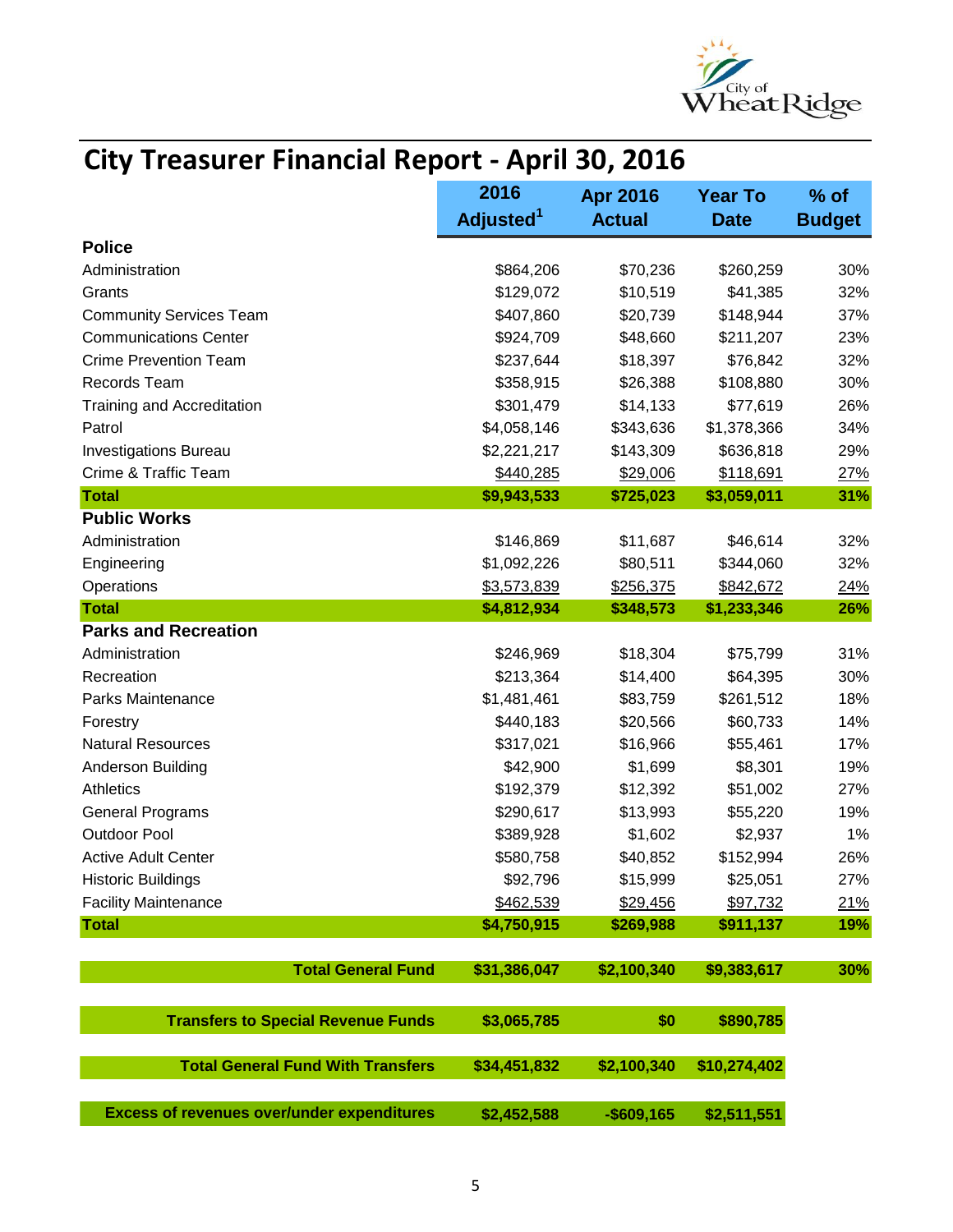# City Treasurer Financial Report - April 30, 2016

| | 2016 Adjusted[1] | Apr 2016 Actual | Year To Date | % of Budget |
|---|---|---|---|---|
| **Police** | | | | |
| Administration | $864,206 | $70,236 | $260,259 | 30% |
| Grants | $129,072 | $10,519 | $41,385 | 32% |
| Community Services Team | $407,860 | $20,739 | $148,944 | 37% |
| Communications Center | $924,709 | $48,660 | $211,207 | 23% |
| Crime Prevention Team | $237,644 | $18,397 | $76,842 | 32% |
| Records Team | $358,915 | $26,388 | $108,880 | 30% |
| Training and Accreditation | $301,479 | $14,133 | $77,619 | 26% |
| Patrol | $4,058,146 | $343,636 | $1,378,366 | 34% |
| Investigations Bureau | $2,221,217 | $143,309 | $636,818 | 29% |
| Crime & Traffic Team | $440,285 | $29,006 | $118,691 | 27% |
| **Total** | **$9,943,533** | **$725,023** | **$3,059,011** | **31%** |
| **Public Works** | | | | |
| Administration | $146,869 | $11,687 | $46,614 | 32% |
| Engineering | $1,092,226 | $80,511 | $344,060 | 32% |
| Operations | $3,573,839 | $256,375 | $842,672 | 24% |
| **Total** | **$4,812,934** | **$348,573** | **$1,233,346** | **26%** |
| **Parks and Recreation** | | | | |
| Administration | $246,969 | $18,304 | $75,799 | 31% |
| Recreation | $213,364 | $14,400 | $64,395 | 30% |
| Parks Maintenance | $1,481,461 | $83,759 | $261,512 | 18% |
| Forestry | $440,183 | $20,566 | $60,733 | 14% |
| Natural Resources | $317,021 | $16,966 | $55,461 | 17% |
| Anderson Building | $42,900 | $1,699 | $8,301 | 19% |
| Athletics | $192,379 | $12,392 | $51,002 | 27% |
| General Programs | $290,617 | $13,993 | $55,220 | 19% |
| Outdoor Pool | $389,928 | $1,602 | $2,937 | 1% |
| Active Adult Center | $580,758 | $40,852 | $152,994 | 26% |
| Historic Buildings | $92,796 | $15,999 | $25,051 | 27% |
| Facility Maintenance | $462,539 | $29,456 | $97,732 | 21% |
| **Total** | **$4,750,915** | **$269,988** | **$911,137** | **19%** |
| **Total General Fund** | **$31,386,047** | **$2,100,340** | **$9,383,617** | **30%** |
| **Transfers to Special Revenue Funds** | **$3,065,785** | **$0** | **$890,785** | |
| **Total General Fund With Transfers** | **$34,451,832** | **$2,100,340** | **$10,274,402** | |
| **Excess of revenues over/under expenditures** | **$2,452,588** | **-$609,165** | **$2,511,551** | |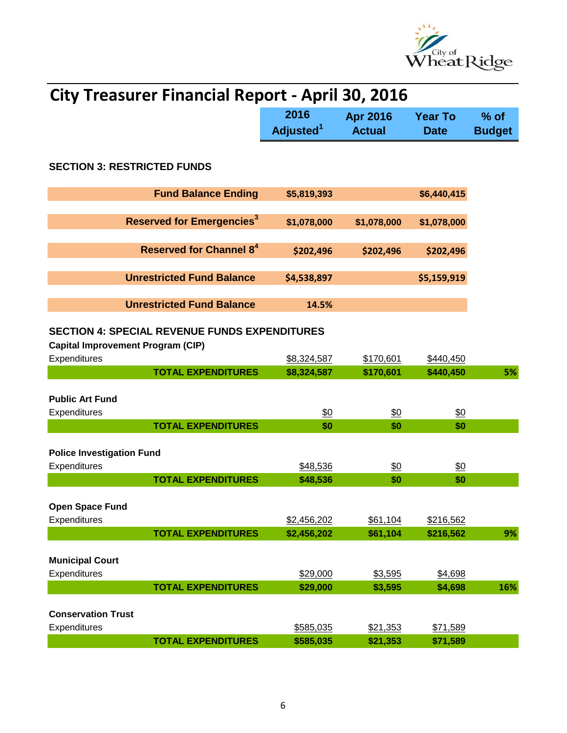# City Treasurer Financial Report - April 30, 2016

| | 2016 Adjusted[1] | Apr 2016 Actual | Year To Date | % of Budget |
|---|---|---|---|---|
| **SECTION 3: RESTRICTED FUNDS** | | | | |
| **Fund Balance Ending** | **$5,819,393** | | **$6,440,415** | |
| **Reserved for Emergencies[3]** | **$1,078,000** | **$1,078,000** | **$1,078,000** | |
| **Reserved for Channel 8[4]** | **$202,496** | **$202,496** | **$202,496** | |
| **Unrestricted Fund Balance** | **$4,538,897** | | **$5,159,919** | |
| **Unrestricted Fund Balance** | **14.5%** | | | |
| **SECTION 4: SPECIAL REVENUE FUNDS EXPENDITURES** | | | | |
| **Capital Improvement Program (CIP)** | | | | |
| Expenditures | $8,324,587 | $170,601 | $440,450 | |
| **TOTAL EXPENDITURES** | **$8,324,587** | **$170,601** | **$440,450** | **5%** |
| **Public Art Fund** | | | | |
| Expenditures | $0 | $0 | $0 | |
| **TOTAL EXPENDITURES** | **$0** | **$0** | **$0** | |
| **Police Investigation Fund** | | | | |
| Expenditures | $48,536 | $0 | $0 | |
| **TOTAL EXPENDITURES** | **$48,536** | **$0** | **$0** | |
| **Open Space Fund** | | | | |
| Expenditures | $2,456,202 | $61,104 | $216,562 | |
| **TOTAL EXPENDITURES** | **$2,456,202** | **$61,104** | **$216,562** | **9%** |
| **Municipal Court** | | | | |
| Expenditures | $29,000 | $3,595 | $4,698 | |
| **TOTAL EXPENDITURES** | **$29,000** | **$3,595** | **$4,698** | **16%** |
| **Conservation Trust** | | | | |
| Expenditures | $585,035 | $21,353 | $71,589 | |
| **TOTAL EXPENDITURES** | **$585,035** | **$21,353** | **$71,589** | |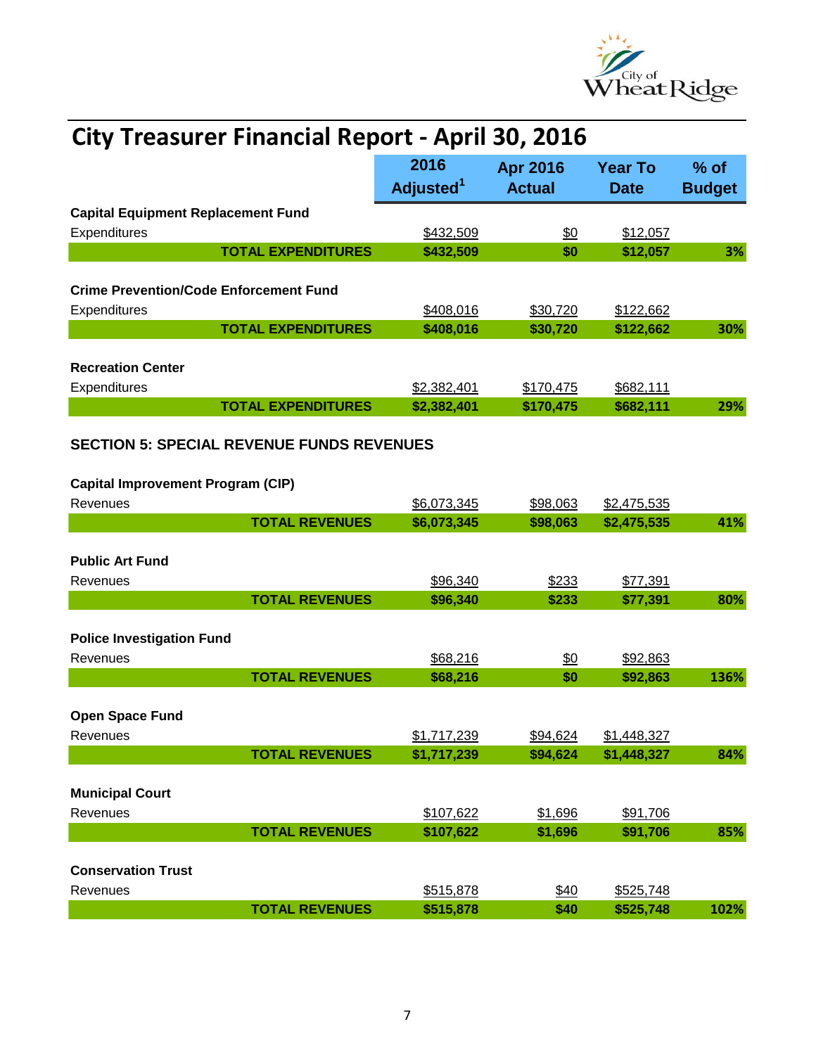# City Treasurer Financial Report - April 30, 2016

| | 2016 Adjusted[1] | Apr 2016 Actual | Year To Date | % of Budget |
|---|---|---|---|---|
| **Capital Equipment Replacement Fund** | | | | |
| Expenditures | $432,509 | $0 | $12,057 | |
| **TOTAL EXPENDITURES** | **$432,509** | **$0** | **$12,057** | **3%** |
| **Crime Prevention/Code Enforcement Fund** | | | | |
| Expenditures | $408,016 | $30,720 | $122,662 | |
| **TOTAL EXPENDITURES** | **$408,016** | **$30,720** | **$122,662** | **30%** |
| **Recreation Center** | | | | |
| Expenditures | $2,382,401 | $170,475 | $682,111 | |
| **TOTAL EXPENDITURES** | **$2,382,401** | **$170,475** | **$682,111** | **29%** |

## SECTION 5: SPECIAL REVENUE FUNDS REVENUES

| | 2016 Adjusted[1] | Apr 2016 Actual | Year To Date | % of Budget |
|---|---|---|---|---|
| **Capital Improvement Program (CIP)** | | | | |
| Revenues | $6,073,345 | $98,063 | $2,475,535 | |
| **TOTAL REVENUES** | **$6,073,345** | **$98,063** | **$2,475,535** | **41%** |
| **Public Art Fund** | | | | |
| Revenues | $96,340 | $233 | $77,391 | |
| **TOTAL REVENUES** | **$96,340** | **$233** | **$77,391** | **80%** |
| **Police Investigation Fund** | | | | |
| Revenues | $68,216 | $0 | $92,863 | |
| **TOTAL REVENUES** | **$68,216** | **$0** | **$92,863** | **136%** |
| **Open Space Fund** | | | | |
| Revenues | $1,717,239 | $94,624 | $1,448,327 | |
| **TOTAL REVENUES** | **$1,717,239** | **$94,624** | **$1,448,327** | **84%** |
| **Municipal Court** | | | | |
| Revenues | $107,622 | $1,696 | $91,706 | |
| **TOTAL REVENUES** | **$107,622** | **$1,696** | **$91,706** | **85%** |
| **Conservation Trust** | | | | |
| Revenues | $515,878 | $40 | $525,748 | |
| **TOTAL REVENUES** | **$515,878** | **$40** | **$525,748** | **102%** |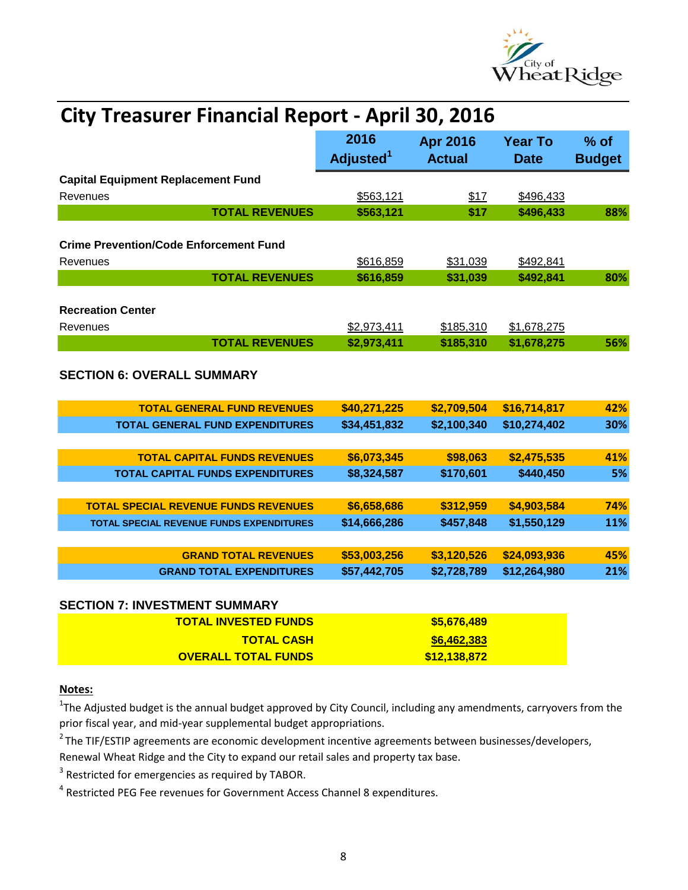# City Treasurer Financial Report - April 30, 2016

| | 2016 Adjusted[1] | Apr 2016 Actual | Year To Date | % of Budget |
|---|---|---|---|---|
| **Capital Equipment Replacement Fund** | | | | |
| Revenues | $563,121 | $17 | $496,433 | |
| **TOTAL REVENUES** | **$563,121** | **$17** | **$496,433** | **88%** |
| **Crime Prevention/Code Enforcement Fund** | | | | |
| Revenues | $616,859 | $31,039 | $492,841 | |
| **TOTAL REVENUES** | **$616,859** | **$31,039** | **$492,841** | **80%** |
| **Recreation Center** | | | | |
| Revenues | $2,973,411 | $185,310 | $1,678,275 | |
| **TOTAL REVENUES** | **$2,973,411** | **$185,310** | **$1,678,275** | **56%** |

## SECTION 6: OVERALL SUMMARY

| | 2016 Adjusted[1] | Apr 2016 Actual | Year To Date | % of Budget |
|---|---|---|---|---|
| **TOTAL GENERAL FUND REVENUES** | **$40,271,225** | **$2,709,504** | **$16,714,817** | **42%** |
| **TOTAL GENERAL FUND EXPENDITURES** | **$34,451,832** | **$2,100,340** | **$10,274,402** | **30%** |
| **TOTAL CAPITAL FUNDS REVENUES** | **$6,073,345** | **$98,063** | **$2,475,535** | **41%** |
| **TOTAL CAPITAL FUNDS EXPENDITURES** | **$8,324,587** | **$170,601** | **$440,450** | **5%** |
| **TOTAL SPECIAL REVENUE FUNDS REVENUES** | **$6,658,686** | **$312,959** | **$4,903,584** | **74%** |
| **TOTAL SPECIAL REVENUE FUNDS EXPENDITURES** | **$14,666,286** | **$457,848** | **$1,550,129** | **11%** |
| **GRAND TOTAL REVENUES** | **$53,003,256** | **$3,120,526** | **$24,093,936** | **45%** |
| **GRAND TOTAL EXPENDITURES** | **$57,442,705** | **$2,728,789** | **$12,264,980** | **21%** |

## SECTION 7: INVESTMENT SUMMARY

| | |
|---|---|
| **TOTAL INVESTED FUNDS** | **$5,676,489** |
| **TOTAL CASH** | **$6,462,383** |
| **OVERALL TOTAL FUNDS** | **$12,138,872** |

**Notes:**

[1]The Adjusted budget is the annual budget approved by City Council, including any amendments, carryovers from the prior fiscal year, and mid-year supplemental budget appropriations.

[2] The TIF/ESTIP agreements are economic development incentive agreements between businesses/developers, Renewal Wheat Ridge and the City to expand our retail sales and property tax base.

[3] Restricted for emergencies as required by TABOR.

[4] Restricted PEG Fee revenues for Government Access Channel 8 expenditures.